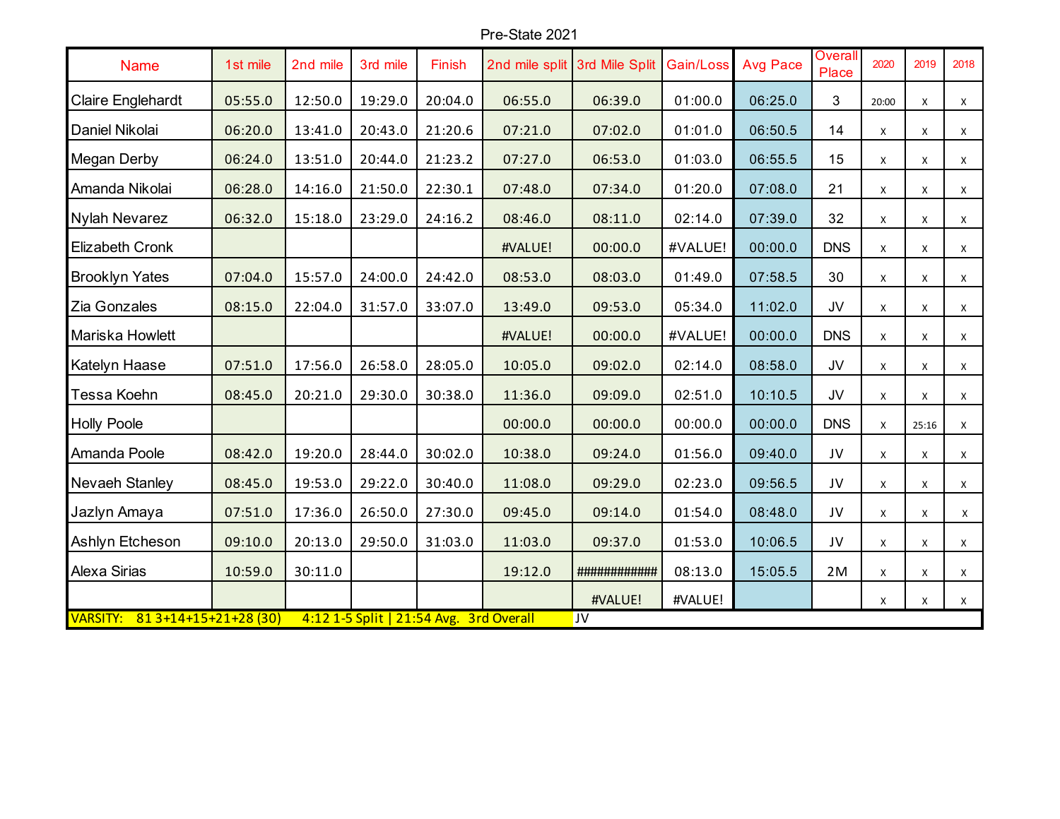Pre-State 2021

| Name | 1st mile | 2nd mile | 3rd mile | Finish | 2nd mile split | 3rd Mile Split | Gain/Loss | Avg Pace | Overall Place | 2020 | 2019 | 2018 |
|---|---|---|---|---|---|---|---|---|---|---|---|---|
| Claire Englehardt | 05:55.0 | 12:50.0 | 19:29.0 | 20:04.0 | 06:55.0 | 06:39.0 | 01:00.0 | 06:25.0 | 3 | 20:00 | x | x |
| Daniel Nikolai | 06:20.0 | 13:41.0 | 20:43.0 | 21:20.6 | 07:21.0 | 07:02.0 | 01:01.0 | 06:50.5 | 14 | x | x | x |
| Megan Derby | 06:24.0 | 13:51.0 | 20:44.0 | 21:23.2 | 07:27.0 | 06:53.0 | 01:03.0 | 06:55.5 | 15 | x | x | x |
| Amanda Nikolai | 06:28.0 | 14:16.0 | 21:50.0 | 22:30.1 | 07:48.0 | 07:34.0 | 01:20.0 | 07:08.0 | 21 | x | x | x |
| Nylah Nevarez | 06:32.0 | 15:18.0 | 23:29.0 | 24:16.2 | 08:46.0 | 08:11.0 | 02:14.0 | 07:39.0 | 32 | x | x | x |
| Elizabeth Cronk | | | | | #VALUE! | 00:00.0 | #VALUE! | 00:00.0 | DNS | x | x | x |
| Brooklyn Yates | 07:04.0 | 15:57.0 | 24:00.0 | 24:42.0 | 08:53.0 | 08:03.0 | 01:49.0 | 07:58.5 | 30 | x | x | x |
| Zia Gonzales | 08:15.0 | 22:04.0 | 31:57.0 | 33:07.0 | 13:49.0 | 09:53.0 | 05:34.0 | 11:02.0 | JV | x | x | x |
| Mariska Howlett | | | | | #VALUE! | 00:00.0 | #VALUE! | 00:00.0 | DNS | x | x | x |
| Katelyn Haase | 07:51.0 | 17:56.0 | 26:58.0 | 28:05.0 | 10:05.0 | 09:02.0 | 02:14.0 | 08:58.0 | JV | x | x | x |
| Tessa Koehn | 08:45.0 | 20:21.0 | 29:30.0 | 30:38.0 | 11:36.0 | 09:09.0 | 02:51.0 | 10:10.5 | JV | x | x | x |
| Holly Poole | | | | | 00:00.0 | 00:00.0 | 00:00.0 | 00:00.0 | DNS | x | 25:16 | x |
| Amanda Poole | 08:42.0 | 19:20.0 | 28:44.0 | 30:02.0 | 10:38.0 | 09:24.0 | 01:56.0 | 09:40.0 | JV | x | x | x |
| Nevaeh Stanley | 08:45.0 | 19:53.0 | 29:22.0 | 30:40.0 | 11:08.0 | 09:29.0 | 02:23.0 | 09:56.5 | JV | x | x | x |
| Jazlyn Amaya | 07:51.0 | 17:36.0 | 26:50.0 | 27:30.0 | 09:45.0 | 09:14.0 | 01:54.0 | 08:48.0 | JV | x | x | x |
| Ashlyn Etcheson | 09:10.0 | 20:13.0 | 29:50.0 | 31:03.0 | 11:03.0 | 09:37.0 | 01:53.0 | 10:06.5 | JV | x | x | x |
| Alexa Sirias | 10:59.0 | 30:11.0 | | | 19:12.0 | ############ | 08:13.0 | 15:05.5 | 2M | x | x | x |
| | | | | | | #VALUE! | #VALUE! | | | x | x | x |
| VARSITY: 81 3+14+15+21+28 (30) 4:12 1-5 Split \| 21:54 Avg. 3rd Overall | | | | | | JV | | | | | | |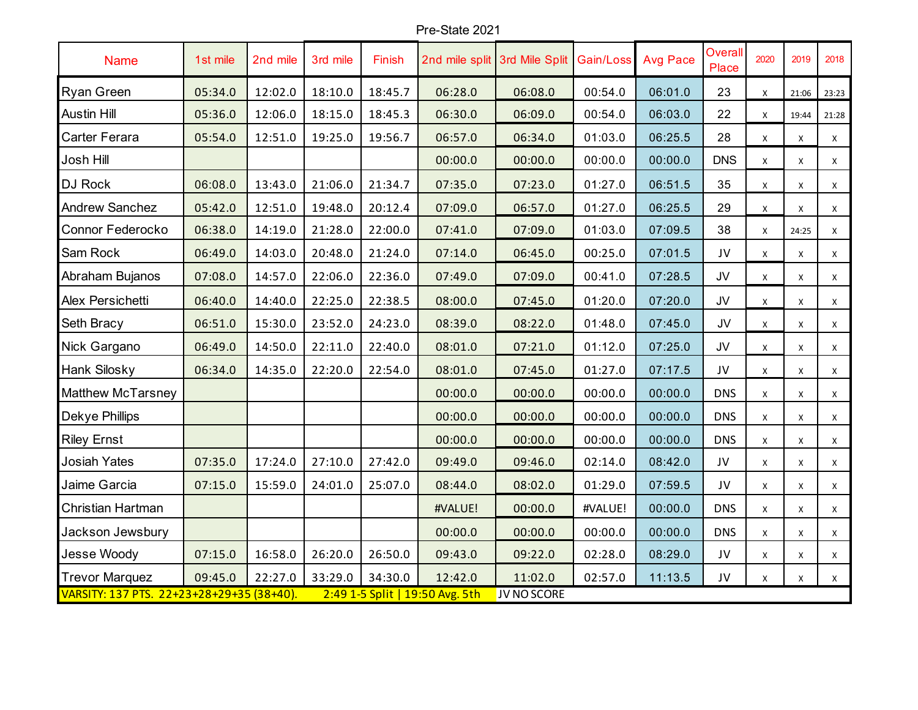Pre-State 2021

| Name | 1st mile | 2nd mile | 3rd mile | Finish | 2nd mile split | 3rd Mile Split | Gain/Loss | Avg Pace | Overall Place | 2020 | 2019 | 2018 |
|---|---|---|---|---|---|---|---|---|---|---|---|---|
| Ryan Green | 05:34.0 | 12:02.0 | 18:10.0 | 18:45.7 | 06:28.0 | 06:08.0 | 00:54.0 | 06:01.0 | 23 | x | 21:06 | 23:23 |
| Austin Hill | 05:36.0 | 12:06.0 | 18:15.0 | 18:45.3 | 06:30.0 | 06:09.0 | 00:54.0 | 06:03.0 | 22 | x | 19:44 | 21:28 |
| Carter Ferara | 05:54.0 | 12:51.0 | 19:25.0 | 19:56.7 | 06:57.0 | 06:34.0 | 01:03.0 | 06:25.5 | 28 | x | x | x |
| Josh Hill | | | | | 00:00.0 | 00:00.0 | 00:00.0 | 00:00.0 | DNS | x | x | x |
| DJ Rock | 06:08.0 | 13:43.0 | 21:06.0 | 21:34.7 | 07:35.0 | 07:23.0 | 01:27.0 | 06:51.5 | 35 | x | x | x |
| Andrew Sanchez | 05:42.0 | 12:51.0 | 19:48.0 | 20:12.4 | 07:09.0 | 06:57.0 | 01:27.0 | 06:25.5 | 29 | x | x | x |
| Connor Federocko | 06:38.0 | 14:19.0 | 21:28.0 | 22:00.0 | 07:41.0 | 07:09.0 | 01:03.0 | 07:09.5 | 38 | x | 24:25 | x |
| Sam Rock | 06:49.0 | 14:03.0 | 20:48.0 | 21:24.0 | 07:14.0 | 06:45.0 | 00:25.0 | 07:01.5 | JV | x | x | x |
| Abraham Bujanos | 07:08.0 | 14:57.0 | 22:06.0 | 22:36.0 | 07:49.0 | 07:09.0 | 00:41.0 | 07:28.5 | JV | x | x | x |
| Alex Persichetti | 06:40.0 | 14:40.0 | 22:25.0 | 22:38.5 | 08:00.0 | 07:45.0 | 01:20.0 | 07:20.0 | JV | x | x | x |
| Seth Bracy | 06:51.0 | 15:30.0 | 23:52.0 | 24:23.0 | 08:39.0 | 08:22.0 | 01:48.0 | 07:45.0 | JV | x | x | x |
| Nick Gargano | 06:49.0 | 14:50.0 | 22:11.0 | 22:40.0 | 08:01.0 | 07:21.0 | 01:12.0 | 07:25.0 | JV | x | x | x |
| Hank Silosky | 06:34.0 | 14:35.0 | 22:20.0 | 22:54.0 | 08:01.0 | 07:45.0 | 01:27.0 | 07:17.5 | JV | x | x | x |
| Matthew McTarsney | | | | | 00:00.0 | 00:00.0 | 00:00.0 | 00:00.0 | DNS | x | x | x |
| Dekye Phillips | | | | | 00:00.0 | 00:00.0 | 00:00.0 | 00:00.0 | DNS | x | x | x |
| Riley Ernst | | | | | 00:00.0 | 00:00.0 | 00:00.0 | 00:00.0 | DNS | x | x | x |
| Josiah Yates | 07:35.0 | 17:24.0 | 27:10.0 | 27:42.0 | 09:49.0 | 09:46.0 | 02:14.0 | 08:42.0 | JV | x | x | x |
| Jaime Garcia | 07:15.0 | 15:59.0 | 24:01.0 | 25:07.0 | 08:44.0 | 08:02.0 | 01:29.0 | 07:59.5 | JV | x | x | x |
| Christian Hartman | | | | | #VALUE! | 00:00.0 | #VALUE! | 00:00.0 | DNS | x | x | x |
| Jackson Jewsbury | | | | | 00:00.0 | 00:00.0 | 00:00.0 | 00:00.0 | DNS | x | x | x |
| Jesse Woody | 07:15.0 | 16:58.0 | 26:20.0 | 26:50.0 | 09:43.0 | 09:22.0 | 02:28.0 | 08:29.0 | JV | x | x | x |
| Trevor Marquez | 09:45.0 | 22:27.0 | 33:29.0 | 34:30.0 | 12:42.0 | 11:02.0 | 02:57.0 | 11:13.5 | JV | x | x | x |

VARSITY: 137 PTS. 22+23+28+29+35 (38+40). 2:49 1-5 Split | 19:50 Avg. 5th JV NO SCORE